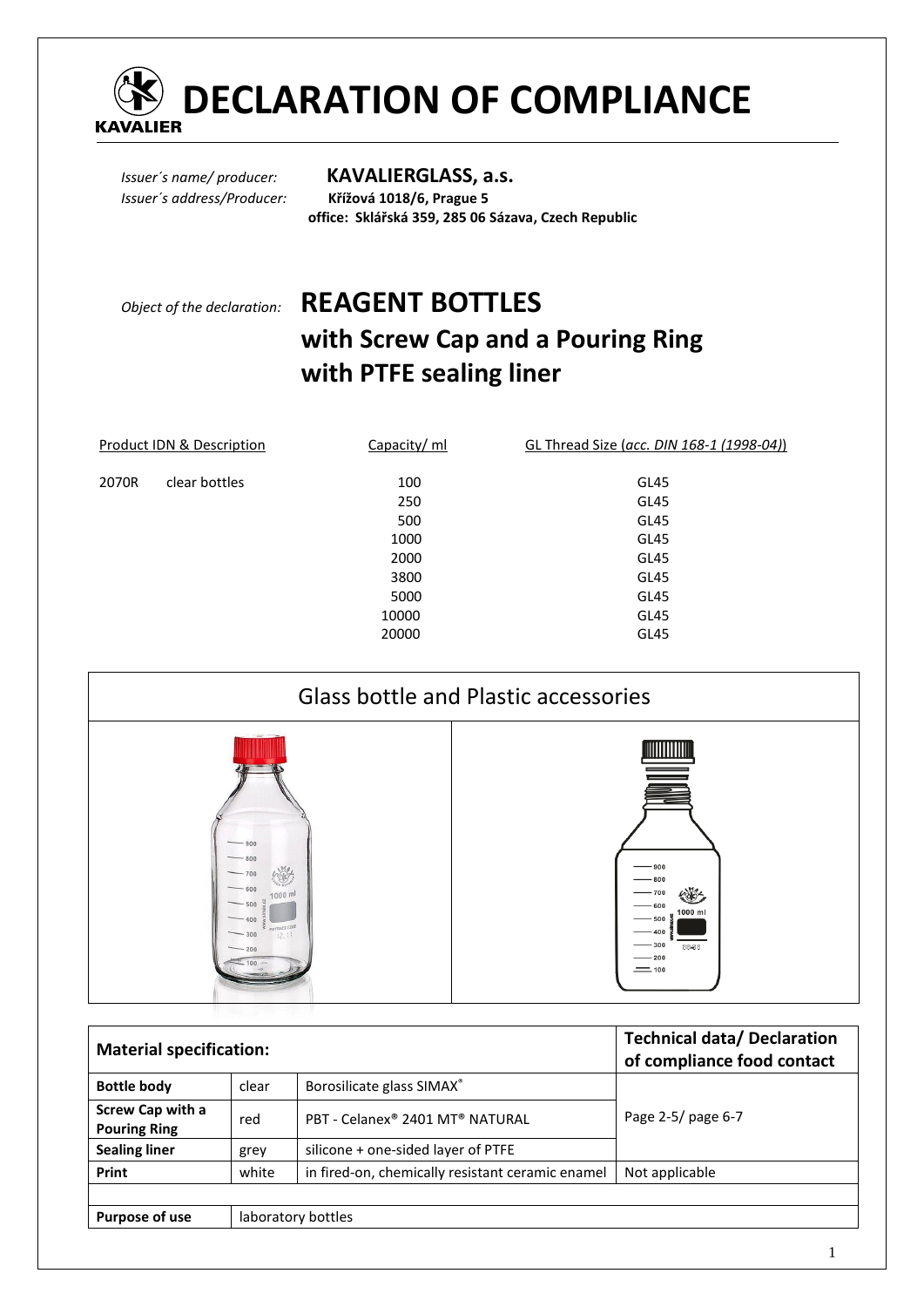# DECLARATION OF COMPLIANCE

KAVALIER

*Issuer´s name/ producer:* **KAVALIERGLASS, a.s.**
*Issuer´s address/Producer:* **Křížová 1018/6, Prague 5**
**office: Sklářská 359, 285 06 Sázava, Czech Republic**

*Object of the declaration:* **REAGENT BOTTLES with Screw Cap and a Pouring Ring with PTFE sealing liner**

| Product IDN & Description | | Capacity/ ml | GL Thread Size (*acc. DIN 168-1 (1998-04)*) |
|---|---|---|---|
| 2070R | clear bottles | 100 | GL45 |
| | | 250 | GL45 |
| | | 500 | GL45 |
| | | 1000 | GL45 |
| | | 2000 | GL45 |
| | | 3800 | GL45 |
| | | 5000 | GL45 |
| | | 10000 | GL45 |
| | | 20000 | GL45 |

## Glass bottle and Plastic accessories

| **Material specification:** | | | **Technical data/ Declaration of compliance food contact** |
|---|---|---|---|
| **Bottle body** | clear | Borosilicate glass SIMAX® | Page 2-5/ page 6-7 |
| **Screw Cap with a Pouring Ring** | red | PBT - Celanex® 2401 MT® NATURAL | |
| **Sealing liner** | grey | silicone + one-sided layer of PTFE | |
| **Print** | white | in fired-on, chemically resistant ceramic enamel | Not applicable |
| | | | |
| **Purpose of use** | laboratory bottles | | |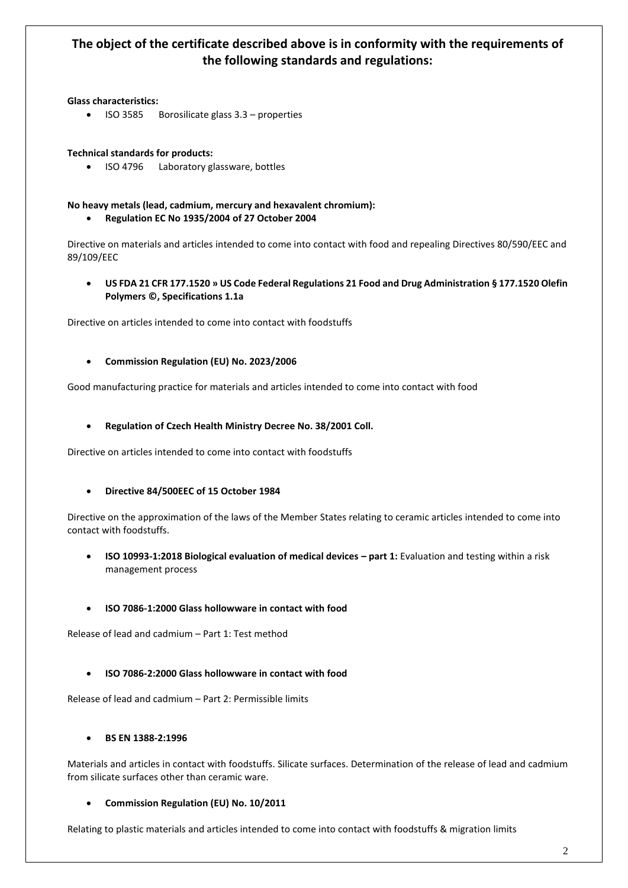## The object of the certificate described above is in conformity with the requirements of the following standards and regulations:

**Glass characteristics:**

- ISO 3585 Borosilicate glass 3.3 – properties

**Technical standards for products:**

- ISO 4796 Laboratory glassware, bottles

**No heavy metals (lead, cadmium, mercury and hexavalent chromium):**

- **Regulation EC No 1935/2004 of 27 October 2004**

Directive on materials and articles intended to come into contact with food and repealing Directives 80/590/EEC and 89/109/EEC

- **US FDA 21 CFR 177.1520 » US Code Federal Regulations 21 Food and Drug Administration § 177.1520 Olefin Polymers ©, Specifications 1.1a**

Directive on articles intended to come into contact with foodstuffs

- **Commission Regulation (EU) No. 2023/2006**

Good manufacturing practice for materials and articles intended to come into contact with food

- **Regulation of Czech Health Ministry Decree No. 38/2001 Coll.**

Directive on articles intended to come into contact with foodstuffs

- **Directive 84/500EEC of 15 October 1984**

Directive on the approximation of the laws of the Member States relating to ceramic articles intended to come into contact with foodstuffs.

- **ISO 10993-1:2018 Biological evaluation of medical devices – part 1:** Evaluation and testing within a risk management process

- **ISO 7086-1:2000 Glass hollowware in contact with food**

Release of lead and cadmium – Part 1: Test method

- **ISO 7086-2:2000 Glass hollowware in contact with food**

Release of lead and cadmium – Part 2: Permissible limits

- **BS EN 1388-2:1996**

Materials and articles in contact with foodstuffs. Silicate surfaces. Determination of the release of lead and cadmium from silicate surfaces other than ceramic ware.

- **Commission Regulation (EU) No. 10/2011**

Relating to plastic materials and articles intended to come into contact with foodstuffs & migration limits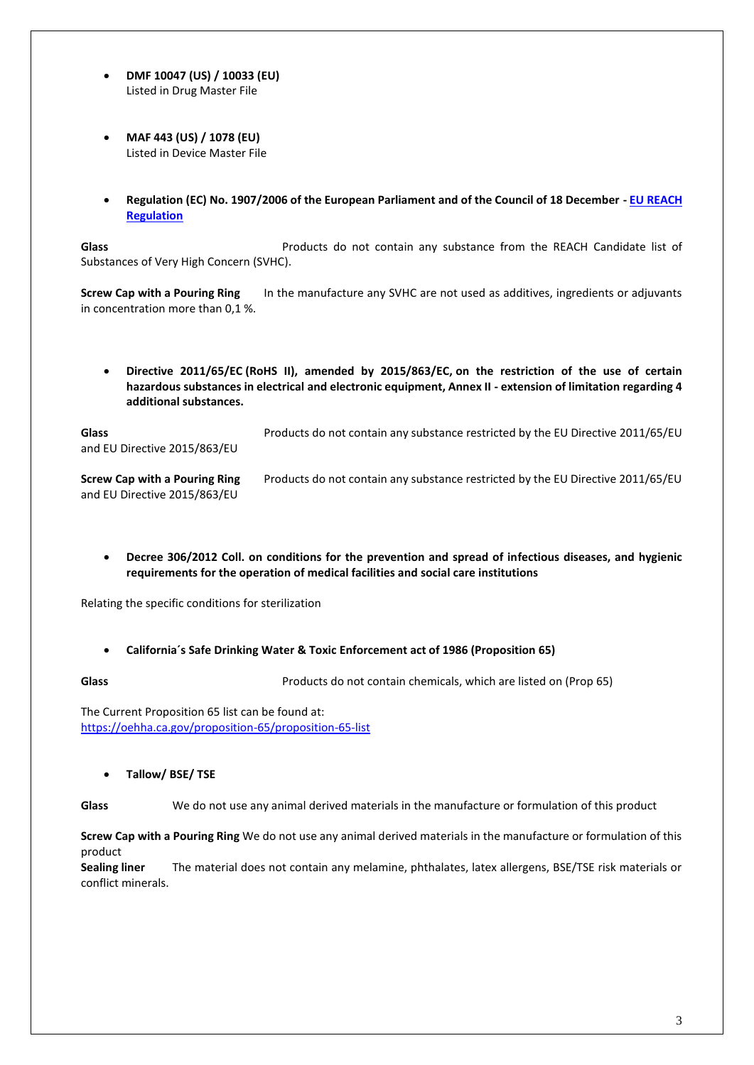- **DMF 10047 (US) / 10033 (EU)**
  Listed in Drug Master File

- **MAF 443 (US) / 1078 (EU)**
  Listed in Device Master File

- **Regulation (EC) No. 1907/2006 of the European Parliament and of the Council of 18 December - [EU REACH Regulation]()**

**Glass** Products do not contain any substance from the REACH Candidate list of Substances of Very High Concern (SVHC).

**Screw Cap with a Pouring Ring** In the manufacture any SVHC are not used as additives, ingredients or adjuvants in concentration more than 0,1 %.

- **Directive 2011/65/EC (RoHS II), amended by 2015/863/EC, on the restriction of the use of certain hazardous substances in electrical and electronic equipment, Annex II - extension of limitation regarding 4 additional substances.**

**Glass** Products do not contain any substance restricted by the EU Directive 2011/65/EU and EU Directive 2015/863/EU

**Screw Cap with a Pouring Ring** Products do not contain any substance restricted by the EU Directive 2011/65/EU and EU Directive 2015/863/EU

- **Decree 306/2012 Coll. on conditions for the prevention and spread of infectious diseases, and hygienic requirements for the operation of medical facilities and social care institutions**

Relating the specific conditions for sterilization

- **California´s Safe Drinking Water & Toxic Enforcement act of 1986 (Proposition 65)**

**Glass** Products do not contain chemicals, which are listed on (Prop 65)

The Current Proposition 65 list can be found at:
https://oehha.ca.gov/proposition-65/proposition-65-list

- **Tallow/ BSE/ TSE**

**Glass** We do not use any animal derived materials in the manufacture or formulation of this product

**Screw Cap with a Pouring Ring** We do not use any animal derived materials in the manufacture or formulation of this product

**Sealing liner** The material does not contain any melamine, phthalates, latex allergens, BSE/TSE risk materials or conflict minerals.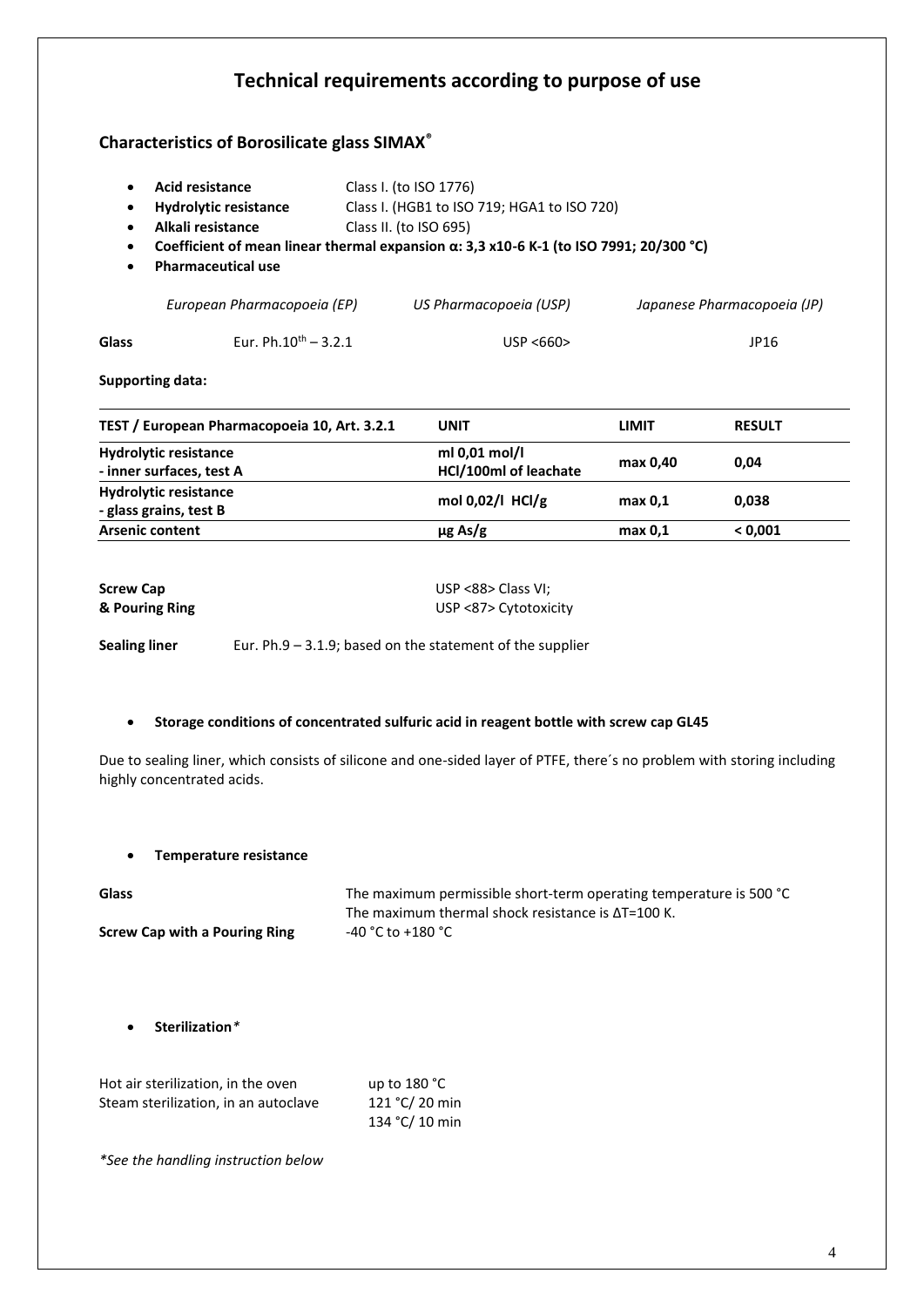# Technical requirements according to purpose of use

## Characteristics of Borosilicate glass SIMAX®

- **Acid resistance** Class I. (to ISO 1776)
- **Hydrolytic resistance** Class I. (HGB1 to ISO 719; HGA1 to ISO 720)
- **Alkali resistance** Class II. (to ISO 695)
- **Coefficient of mean linear thermal expansion α: 3,3 x10-6 K-1 (to ISO 7991; 20/300 °C)**
- **Pharmaceutical use**

| | *European Pharmacopoeia (EP)* | *US Pharmacopoeia (USP)* | *Japanese Pharmacopoeia (JP)* |
|---|---|---|---|
| **Glass** | Eur. Ph.10th – 3.2.1 | USP <660> | JP16 |

**Supporting data:**

| TEST / European Pharmacopoeia 10, Art. 3.2.1 | UNIT | LIMIT | RESULT |
|---|---|---|---|
| **Hydrolytic resistance - inner surfaces, test A** | **ml 0,01 mol/l HCl/100ml of leachate** | **max 0,40** | **0,04** |
| **Hydrolytic resistance - glass grains, test B** | **mol 0,02/l HCl/g** | **max 0,1** | **0,038** |
| **Arsenic content** | **µg As/g** | **max 0,1** | **< 0,001** |

**Screw Cap & Pouring Ring** USP <88> Class VI; USP <87> Cytotoxicity

**Sealing liner** Eur. Ph.9 – 3.1.9; based on the statement of the supplier

- **Storage conditions of concentrated sulfuric acid in reagent bottle with screw cap GL45**

Due to sealing liner, which consists of silicone and one-sided layer of PTFE, there´s no problem with storing including highly concentrated acids.

- **Temperature resistance**

**Glass** The maximum permissible short-term operating temperature is 500 °C
The maximum thermal shock resistance is ΔT=100 K.

**Screw Cap with a Pouring Ring** -40 °C to +180 °C

- **Sterilization***

Hot air sterilization, in the oven up to 180 °C

Steam sterilization, in an autoclave 121 °C/ 20 min
134 °C/ 10 min

*\*See the handling instruction below*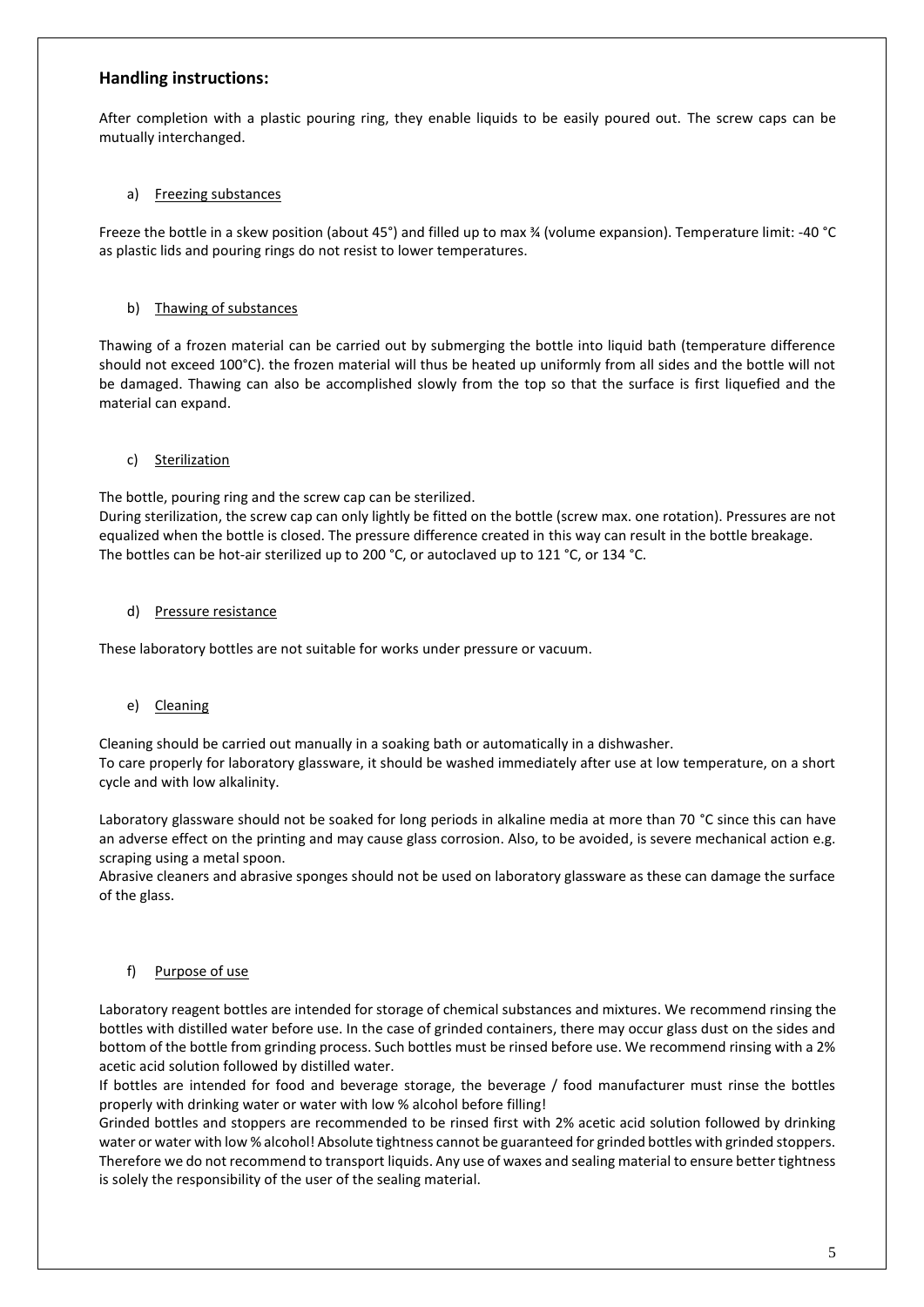## Handling instructions:

After completion with a plastic pouring ring, they enable liquids to be easily poured out. The screw caps can be mutually interchanged.

a) Freezing substances

Freeze the bottle in a skew position (about 45°) and filled up to max ¾ (volume expansion). Temperature limit: -40 °C as plastic lids and pouring rings do not resist to lower temperatures.

b) Thawing of substances

Thawing of a frozen material can be carried out by submerging the bottle into liquid bath (temperature difference should not exceed 100°C). the frozen material will thus be heated up uniformly from all sides and the bottle will not be damaged. Thawing can also be accomplished slowly from the top so that the surface is first liquefied and the material can expand.

c) Sterilization

The bottle, pouring ring and the screw cap can be sterilized.
During sterilization, the screw cap can only lightly be fitted on the bottle (screw max. one rotation). Pressures are not equalized when the bottle is closed. The pressure difference created in this way can result in the bottle breakage.
The bottles can be hot-air sterilized up to 200 °C, or autoclaved up to 121 °C, or 134 °C.

d) Pressure resistance

These laboratory bottles are not suitable for works under pressure or vacuum.

e) Cleaning

Cleaning should be carried out manually in a soaking bath or automatically in a dishwasher.
To care properly for laboratory glassware, it should be washed immediately after use at low temperature, on a short cycle and with low alkalinity.

Laboratory glassware should not be soaked for long periods in alkaline media at more than 70 °C since this can have an adverse effect on the printing and may cause glass corrosion. Also, to be avoided, is severe mechanical action e.g. scraping using a metal spoon.
Abrasive cleaners and abrasive sponges should not be used on laboratory glassware as these can damage the surface of the glass.

f) Purpose of use

Laboratory reagent bottles are intended for storage of chemical substances and mixtures. We recommend rinsing the bottles with distilled water before use. In the case of grinded containers, there may occur glass dust on the sides and bottom of the bottle from grinding process. Such bottles must be rinsed before use. We recommend rinsing with a 2% acetic acid solution followed by distilled water.
If bottles are intended for food and beverage storage, the beverage / food manufacturer must rinse the bottles properly with drinking water or water with low % alcohol before filling!
Grinded bottles and stoppers are recommended to be rinsed first with 2% acetic acid solution followed by drinking water or water with low % alcohol! Absolute tightness cannot be guaranteed for grinded bottles with grinded stoppers. Therefore we do not recommend to transport liquids. Any use of waxes and sealing material to ensure better tightness is solely the responsibility of the user of the sealing material.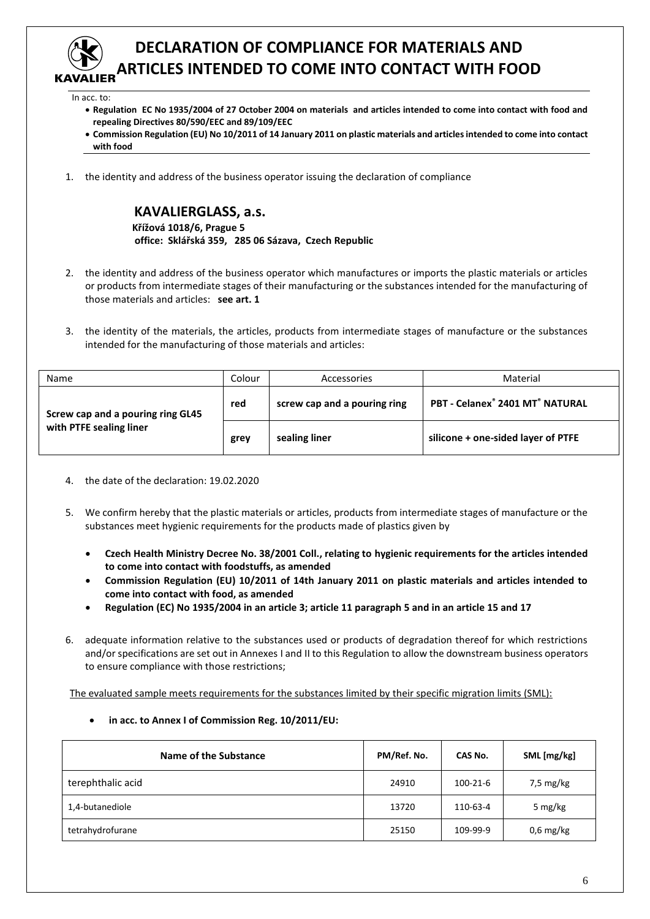# DECLARATION OF COMPLIANCE FOR MATERIALS AND ARTICLES INTENDED TO COME INTO CONTACT WITH FOOD

KAVALIER

In acc. to:

- **Regulation EC No 1935/2004 of 27 October 2004 on materials and articles intended to come into contact with food and repealing Directives 80/590/EEC and 89/109/EEC**
- **Commission Regulation (EU) No 10/2011 of 14 January 2011 on plastic materials and articles intended to come into contact with food**

1. the identity and address of the business operator issuing the declaration of compliance

   **KAVALIERGLASS, a.s.**
   **Křížová 1018/6, Prague 5**
   **office: Sklářská 359, 285 06 Sázava, Czech Republic**

2. the identity and address of the business operator which manufactures or imports the plastic materials or articles or products from intermediate stages of their manufacturing or the substances intended for the manufacturing of those materials and articles: **see art. 1**

3. the identity of the materials, the articles, products from intermediate stages of manufacture or the substances intended for the manufacturing of those materials and articles:

| Name | Colour | Accessories | Material |
|---|---|---|---|
| **Screw cap and a pouring ring GL45 with PTFE sealing liner** | **red** | **screw cap and a pouring ring** | **PBT - Celanex® 2401 MT® NATURAL** |
| | **grey** | **sealing liner** | **silicone + one-sided layer of PTFE** |

4. the date of the declaration: 19.02.2020

5. We confirm hereby that the plastic materials or articles, products from intermediate stages of manufacture or the substances meet hygienic requirements for the products made of plastics given by

   - **Czech Health Ministry Decree No. 38/2001 Coll., relating to hygienic requirements for the articles intended to come into contact with foodstuffs, as amended**
   - **Commission Regulation (EU) 10/2011 of 14th January 2011 on plastic materials and articles intended to come into contact with food, as amended**
   - **Regulation (EC) No 1935/2004 in an article 3; article 11 paragraph 5 and in an article 15 and 17**

6. adequate information relative to the substances used or products of degradation thereof for which restrictions and/or specifications are set out in Annexes I and II to this Regulation to allow the downstream business operators to ensure compliance with those restrictions;

The evaluated sample meets requirements for the substances limited by their specific migration limits (SML):

- **in acc. to Annex I of Commission Reg. 10/2011/EU:**

| Name of the Substance | PM/Ref. No. | CAS No. | SML [mg/kg] |
|---|---|---|---|
| terephthalic acid | 24910 | 100-21-6 | 7,5 mg/kg |
| 1,4-butanediole | 13720 | 110-63-4 | 5 mg/kg |
| tetrahydrofurane | 25150 | 109-99-9 | 0,6 mg/kg |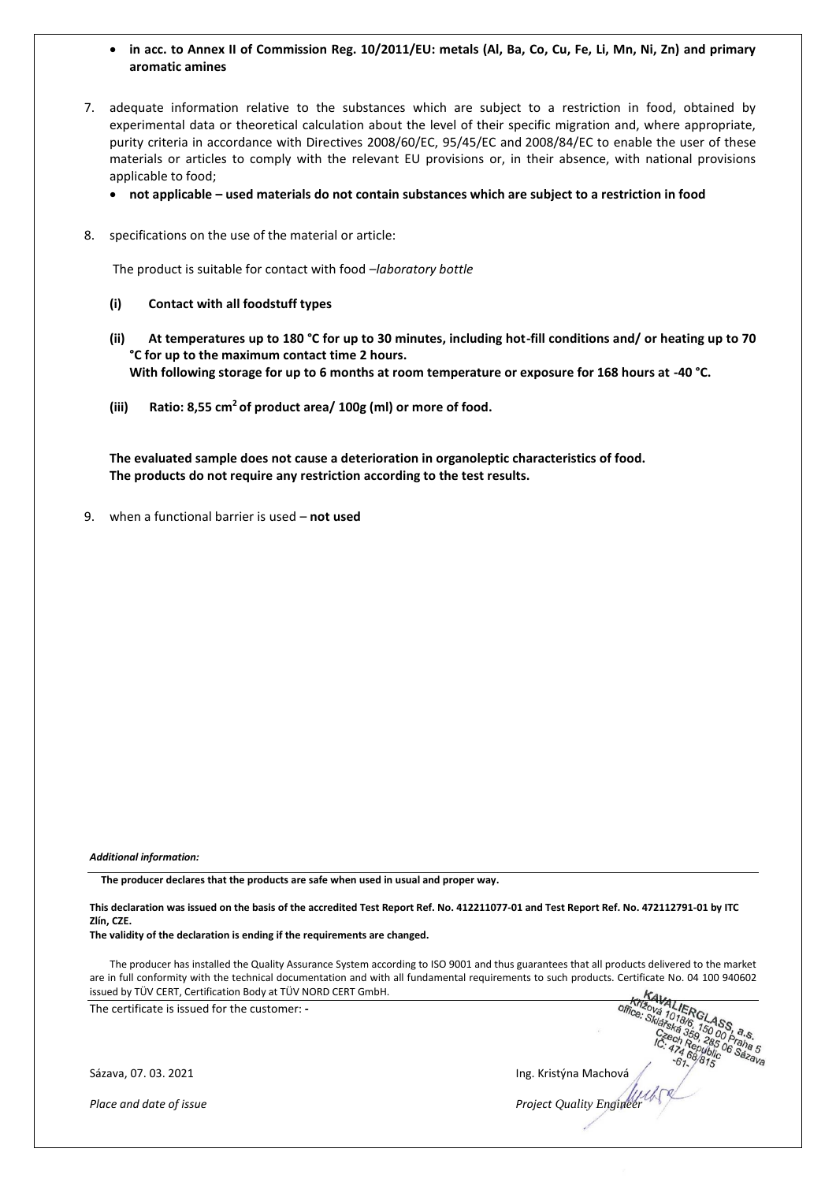- **in acc. to Annex II of Commission Reg. 10/2011/EU: metals (Al, Ba, Co, Cu, Fe, Li, Mn, Ni, Zn) and primary aromatic amines**

7. adequate information relative to the substances which are subject to a restriction in food, obtained by experimental data or theoretical calculation about the level of their specific migration and, where appropriate, purity criteria in accordance with Directives 2008/60/EC, 95/45/EC and 2008/84/EC to enable the user of these materials or articles to comply with the relevant EU provisions or, in their absence, with national provisions applicable to food;
   - **not applicable – used materials do not contain substances which are subject to a restriction in food**

8. specifications on the use of the material or article:

   The product is suitable for contact with food –*laboratory bottle*

   **(i) Contact with all foodstuff types**

   **(ii) At temperatures up to 180 °C for up to 30 minutes, including hot-fill conditions and/ or heating up to 70 °C for up to the maximum contact time 2 hours.**
   **With following storage for up to 6 months at room temperature or exposure for 168 hours at -40 °C.**

   **(iii) Ratio: 8,55 cm$^2$ of product area/ 100g (ml) or more of food.**

   **The evaluated sample does not cause a deterioration in organoleptic characteristics of food.**
   **The products do not require any restriction according to the test results.**

9. when a functional barrier is used – **not used**

***Additional information:***

**The producer declares that the products are safe when used in usual and proper way.**

**This declaration was issued on the basis of the accredited Test Report Ref. No. 412211077-01 and Test Report Ref. No. 472112791-01 by ITC Zlín, CZE.**

**The validity of the declaration is ending if the requirements are changed.**

The producer has installed the Quality Assurance System according to ISO 9001 and thus guarantees that all products delivered to the market are in full conformity with the technical documentation and with all fundamental requirements to such products. Certificate No. 04 100 940602 issued by TÜV CERT, Certification Body at TÜV NORD CERT GmbH.

The certificate is issued for the customer: -

KAVALIERGLASS, a.s.
Křižová 1018/6, 150 00 Praha 5
Office: Sklářská 359, 285 06 Sázava
Czech Republic
IČ: 474 68 815
-61-

Sázava, 07. 03. 2021 — Ing. Kristýna Machová

*Place and date of issue* — *Project Quality Engineer*